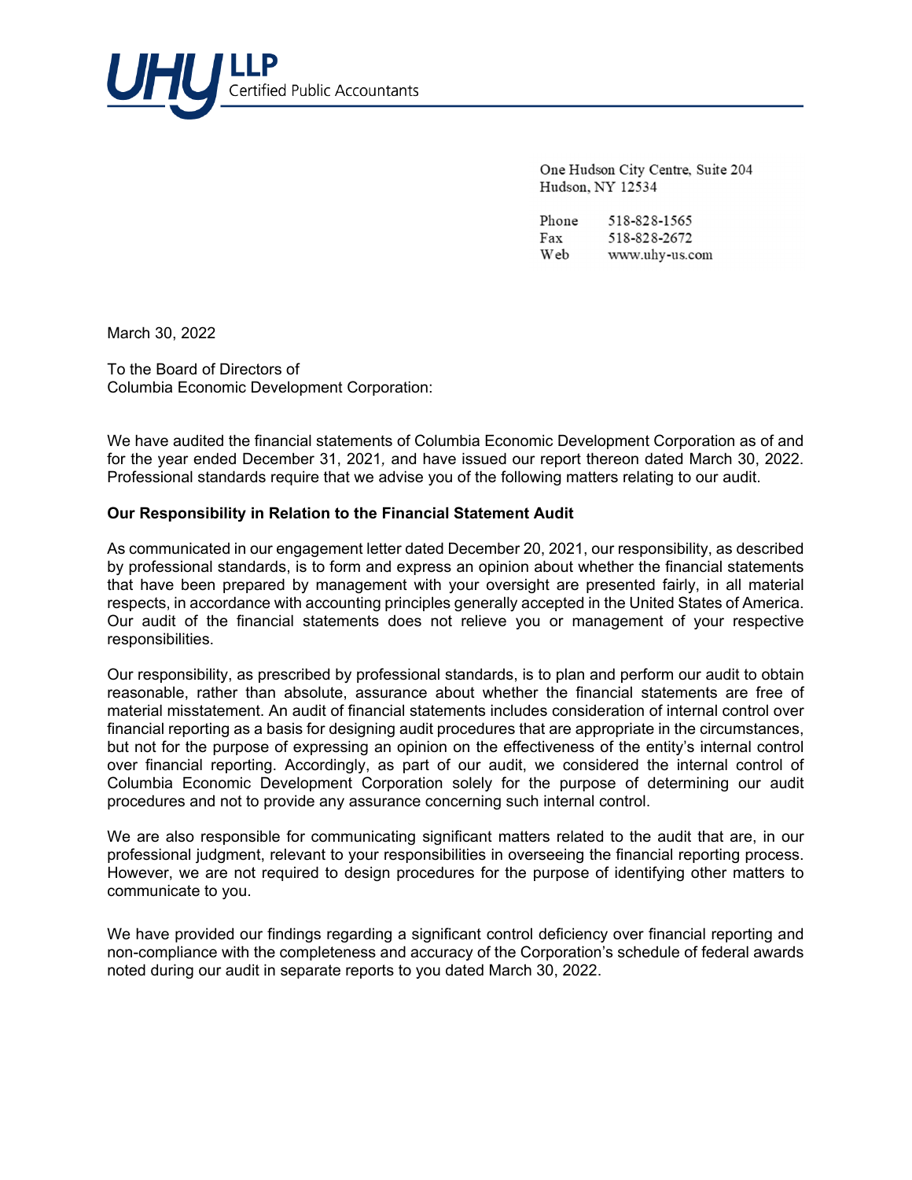UHY LLP Certified Public Accountants

One Hudson City Centre, Suite 204
Hudson, NY 12534

Phone 518-828-1565
Fax 518-828-2672
Web www.uhy-us.com

March 30, 2022

To the Board of Directors of
Columbia Economic Development Corporation:

We have audited the financial statements of Columbia Economic Development Corporation as of and for the year ended December 31, 2021, and have issued our report thereon dated March 30, 2022. Professional standards require that we advise you of the following matters relating to our audit.

**Our Responsibility in Relation to the Financial Statement Audit**

As communicated in our engagement letter dated December 20, 2021, our responsibility, as described by professional standards, is to form and express an opinion about whether the financial statements that have been prepared by management with your oversight are presented fairly, in all material respects, in accordance with accounting principles generally accepted in the United States of America. Our audit of the financial statements does not relieve you or management of your respective responsibilities.

Our responsibility, as prescribed by professional standards, is to plan and perform our audit to obtain reasonable, rather than absolute, assurance about whether the financial statements are free of material misstatement. An audit of financial statements includes consideration of internal control over financial reporting as a basis for designing audit procedures that are appropriate in the circumstances, but not for the purpose of expressing an opinion on the effectiveness of the entity's internal control over financial reporting. Accordingly, as part of our audit, we considered the internal control of Columbia Economic Development Corporation solely for the purpose of determining our audit procedures and not to provide any assurance concerning such internal control.

We are also responsible for communicating significant matters related to the audit that are, in our professional judgment, relevant to your responsibilities in overseeing the financial reporting process. However, we are not required to design procedures for the purpose of identifying other matters to communicate to you.

We have provided our findings regarding a significant control deficiency over financial reporting and non-compliance with the completeness and accuracy of the Corporation's schedule of federal awards noted during our audit in separate reports to you dated March 30, 2022.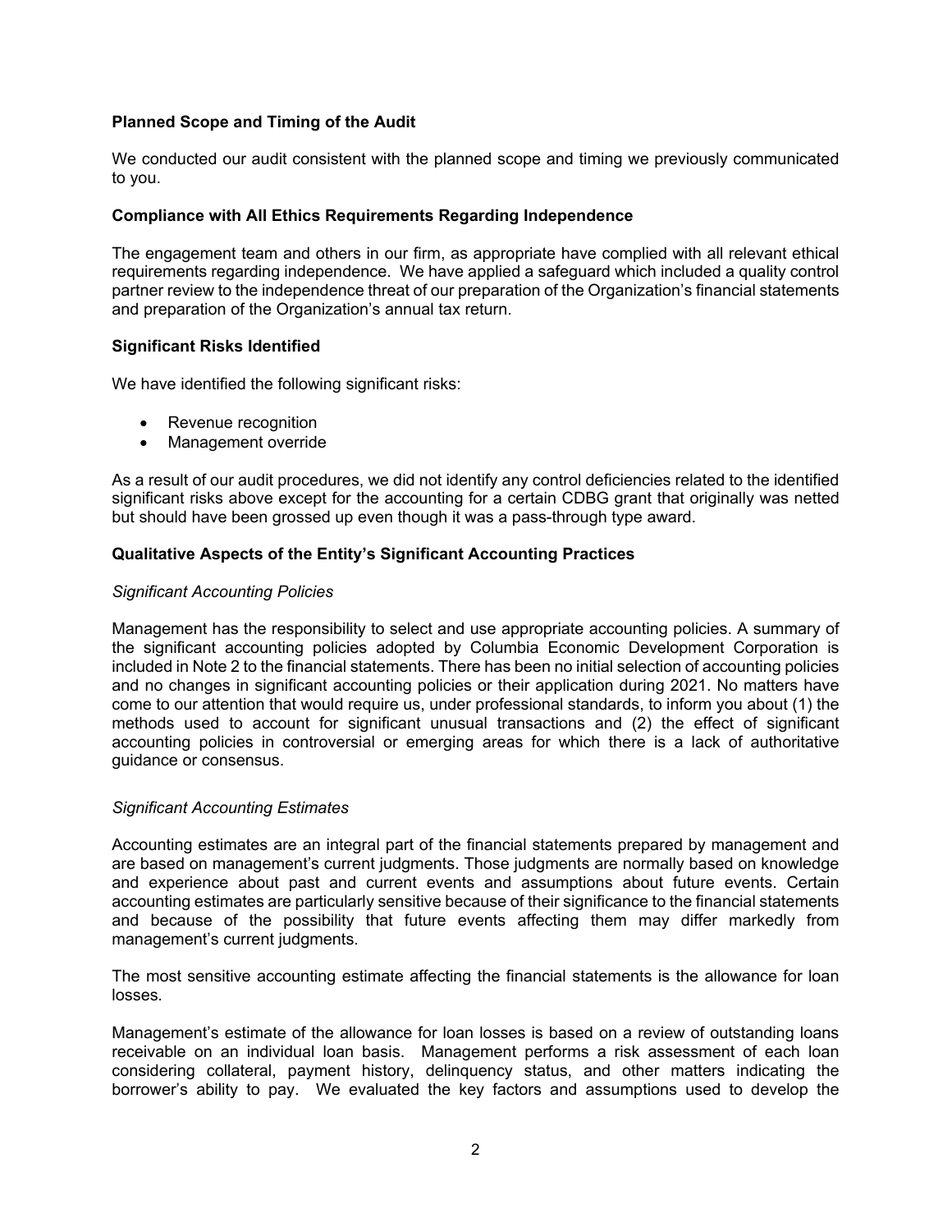**Planned Scope and Timing of the Audit**

We conducted our audit consistent with the planned scope and timing we previously communicated to you.

**Compliance with All Ethics Requirements Regarding Independence**

The engagement team and others in our firm, as appropriate have complied with all relevant ethical requirements regarding independence. We have applied a safeguard which included a quality control partner review to the independence threat of our preparation of the Organization's financial statements and preparation of the Organization's annual tax return.

**Significant Risks Identified**

We have identified the following significant risks:

- Revenue recognition
- Management override

As a result of our audit procedures, we did not identify any control deficiencies related to the identified significant risks above except for the accounting for a certain CDBG grant that originally was netted but should have been grossed up even though it was a pass-through type award.

**Qualitative Aspects of the Entity's Significant Accounting Practices**

*Significant Accounting Policies*

Management has the responsibility to select and use appropriate accounting policies. A summary of the significant accounting policies adopted by Columbia Economic Development Corporation is included in Note 2 to the financial statements. There has been no initial selection of accounting policies and no changes in significant accounting policies or their application during 2021. No matters have come to our attention that would require us, under professional standards, to inform you about (1) the methods used to account for significant unusual transactions and (2) the effect of significant accounting policies in controversial or emerging areas for which there is a lack of authoritative guidance or consensus.

*Significant Accounting Estimates*

Accounting estimates are an integral part of the financial statements prepared by management and are based on management's current judgments. Those judgments are normally based on knowledge and experience about past and current events and assumptions about future events. Certain accounting estimates are particularly sensitive because of their significance to the financial statements and because of the possibility that future events affecting them may differ markedly from management's current judgments.

The most sensitive accounting estimate affecting the financial statements is the allowance for loan losses.

Management's estimate of the allowance for loan losses is based on a review of outstanding loans receivable on an individual loan basis. Management performs a risk assessment of each loan considering collateral, payment history, delinquency status, and other matters indicating the borrower's ability to pay. We evaluated the key factors and assumptions used to develop the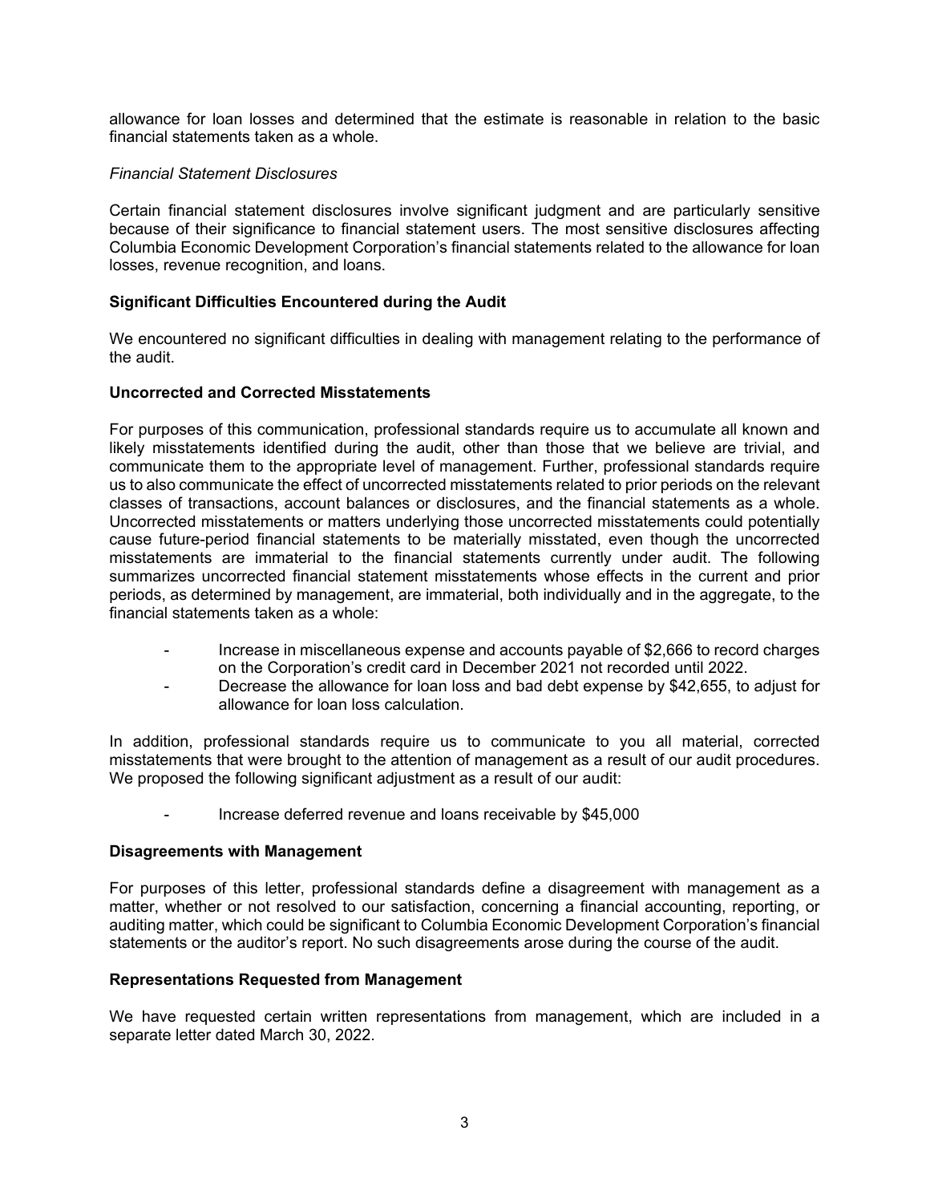allowance for loan losses and determined that the estimate is reasonable in relation to the basic financial statements taken as a whole.

*Financial Statement Disclosures*

Certain financial statement disclosures involve significant judgment and are particularly sensitive because of their significance to financial statement users. The most sensitive disclosures affecting Columbia Economic Development Corporation's financial statements related to the allowance for loan losses, revenue recognition, and loans.

**Significant Difficulties Encountered during the Audit**

We encountered no significant difficulties in dealing with management relating to the performance of the audit.

**Uncorrected and Corrected Misstatements**

For purposes of this communication, professional standards require us to accumulate all known and likely misstatements identified during the audit, other than those that we believe are trivial, and communicate them to the appropriate level of management. Further, professional standards require us to also communicate the effect of uncorrected misstatements related to prior periods on the relevant classes of transactions, account balances or disclosures, and the financial statements as a whole. Uncorrected misstatements or matters underlying those uncorrected misstatements could potentially cause future-period financial statements to be materially misstated, even though the uncorrected misstatements are immaterial to the financial statements currently under audit. The following summarizes uncorrected financial statement misstatements whose effects in the current and prior periods, as determined by management, are immaterial, both individually and in the aggregate, to the financial statements taken as a whole:

- Increase in miscellaneous expense and accounts payable of $2,666 to record charges on the Corporation's credit card in December 2021 not recorded until 2022.
- Decrease the allowance for loan loss and bad debt expense by $42,655, to adjust for allowance for loan loss calculation.

In addition, professional standards require us to communicate to you all material, corrected misstatements that were brought to the attention of management as a result of our audit procedures. We proposed the following significant adjustment as a result of our audit:

- Increase deferred revenue and loans receivable by $45,000

**Disagreements with Management**

For purposes of this letter, professional standards define a disagreement with management as a matter, whether or not resolved to our satisfaction, concerning a financial accounting, reporting, or auditing matter, which could be significant to Columbia Economic Development Corporation's financial statements or the auditor's report. No such disagreements arose during the course of the audit.

**Representations Requested from Management**

We have requested certain written representations from management, which are included in a separate letter dated March 30, 2022.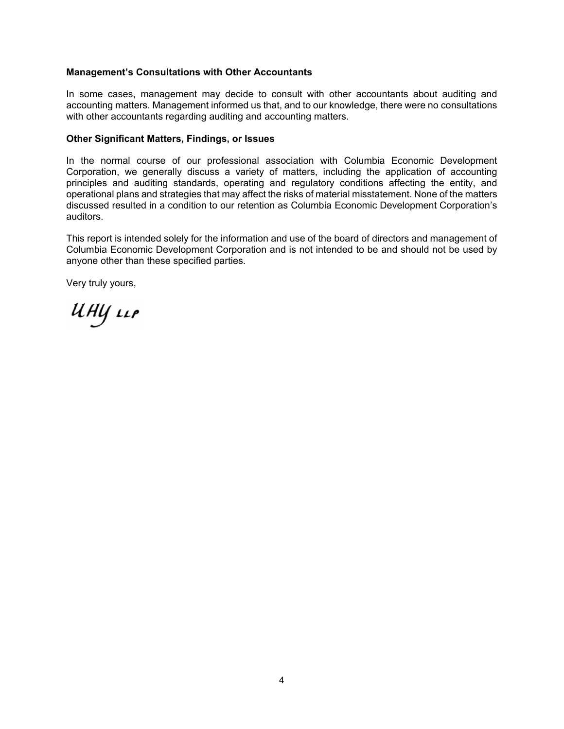**Management's Consultations with Other Accountants**

In some cases, management may decide to consult with other accountants about auditing and accounting matters. Management informed us that, and to our knowledge, there were no consultations with other accountants regarding auditing and accounting matters.

**Other Significant Matters, Findings, or Issues**

In the normal course of our professional association with Columbia Economic Development Corporation, we generally discuss a variety of matters, including the application of accounting principles and auditing standards, operating and regulatory conditions affecting the entity, and operational plans and strategies that may affect the risks of material misstatement. None of the matters discussed resulted in a condition to our retention as Columbia Economic Development Corporation's auditors.

This report is intended solely for the information and use of the board of directors and management of Columbia Economic Development Corporation and is not intended to be and should not be used by anyone other than these specified parties.

Very truly yours,

*UHY LLP*